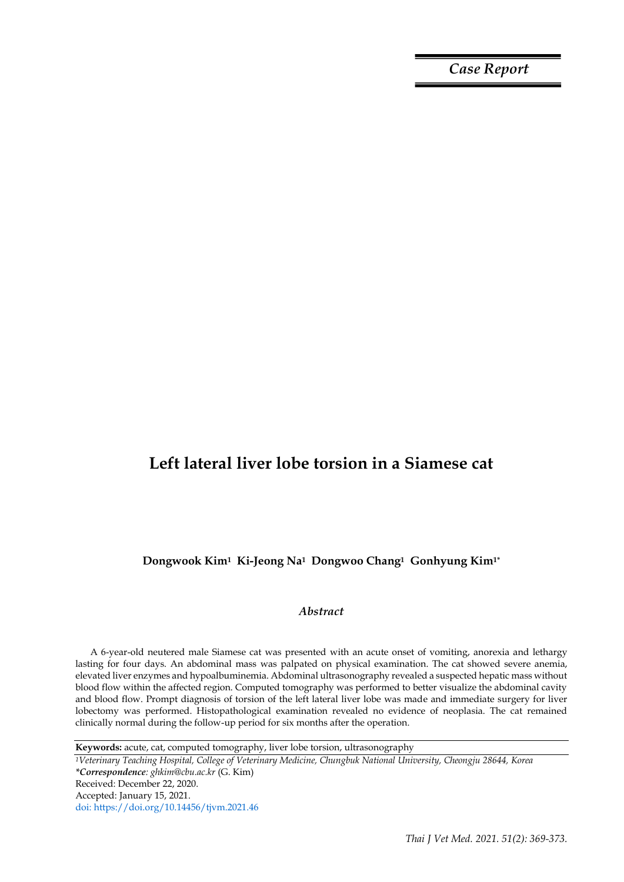*Case Report*

# Left lateral liver lobe torsion in a Siamese cat

**Dongwook Kim[1] Ki-Jeong Na[1] Dongwoo Chang[1] Gonhyung Kim[1*]**

## *Abstract*

A 6-year-old neutered male Siamese cat was presented with an acute onset of vomiting, anorexia and lethargy lasting for four days. An abdominal mass was palpated on physical examination. The cat showed severe anemia, elevated liver enzymes and hypoalbuminemia. Abdominal ultrasonography revealed a suspected hepatic mass without blood flow within the affected region. Computed tomography was performed to better visualize the abdominal cavity and blood flow. Prompt diagnosis of torsion of the left lateral liver lobe was made and immediate surgery for liver lobectomy was performed. Histopathological examination revealed no evidence of neoplasia. The cat remained clinically normal during the follow-up period for six months after the operation.

**Keywords:** acute, cat, computed tomography, liver lobe torsion, ultrasonography

[1]*Veterinary Teaching Hospital, College of Veterinary Medicine, Chungbuk National University, Cheongju 28644, Korea*
****Correspondence**: ghkim@cbu.ac.kr* (G. Kim)
Received: December 22, 2020.
Accepted: January 15, 2021.
doi: https://doi.org/10.14456/tjvm.2021.46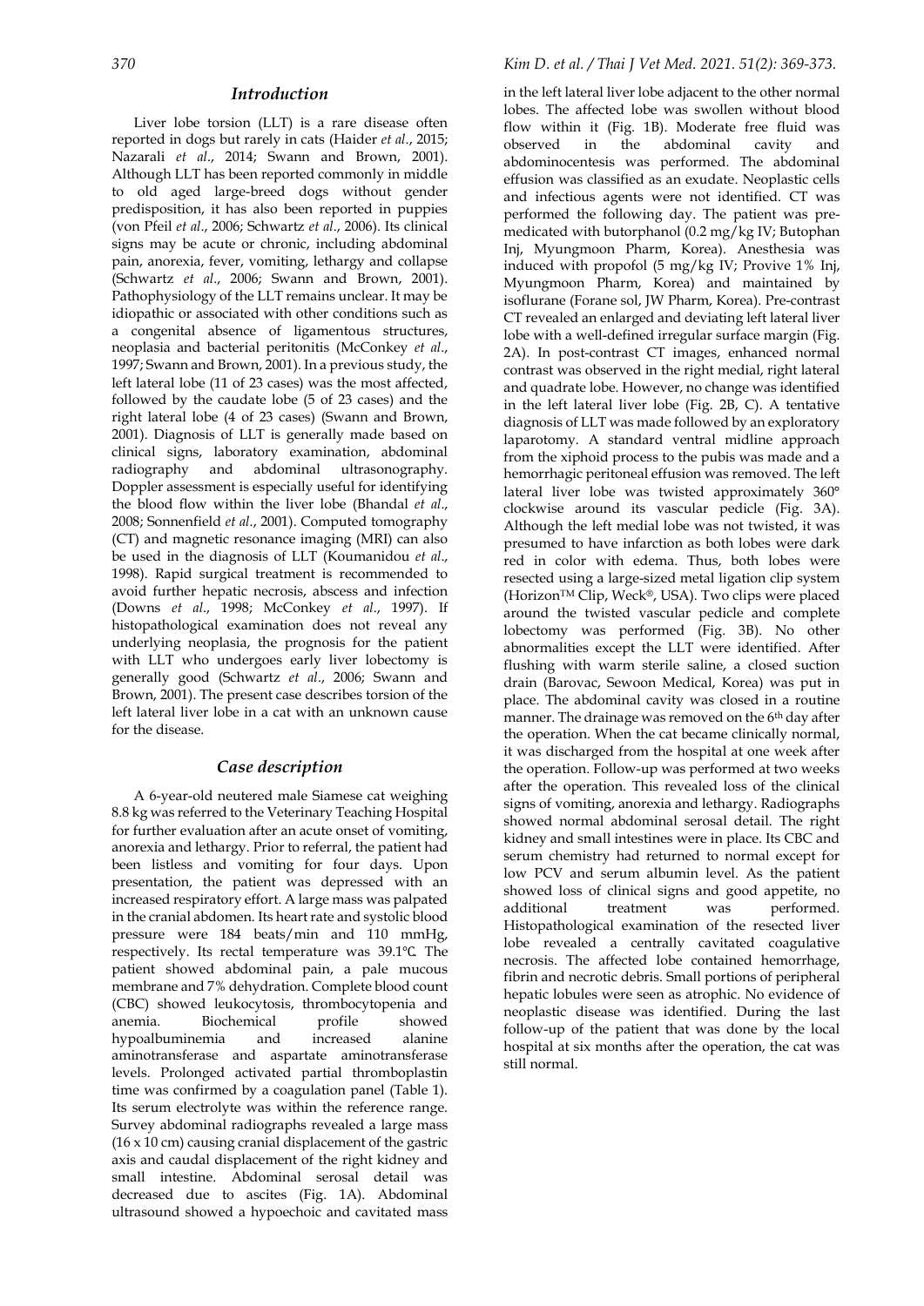## Introduction

Liver lobe torsion (LLT) is a rare disease often reported in dogs but rarely in cats (Haider *et al*., 2015; Nazarali *et al*., 2014; Swann and Brown, 2001). Although LLT has been reported commonly in middle to old aged large-breed dogs without gender predisposition, it has also been reported in puppies (von Pfeil *et al*., 2006; Schwartz *et al*., 2006). Its clinical signs may be acute or chronic, including abdominal pain, anorexia, fever, vomiting, lethargy and collapse (Schwartz *et al*., 2006; Swann and Brown, 2001). Pathophysiology of the LLT remains unclear. It may be idiopathic or associated with other conditions such as a congenital absence of ligamentous structures, neoplasia and bacterial peritonitis (McConkey *et al*., 1997; Swann and Brown, 2001). In a previous study, the left lateral lobe (11 of 23 cases) was the most affected, followed by the caudate lobe (5 of 23 cases) and the right lateral lobe (4 of 23 cases) (Swann and Brown, 2001). Diagnosis of LLT is generally made based on clinical signs, laboratory examination, abdominal radiography and abdominal ultrasonography. Doppler assessment is especially useful for identifying the blood flow within the liver lobe (Bhandal *et al*., 2008; Sonnenfield *et al*., 2001). Computed tomography (CT) and magnetic resonance imaging (MRI) can also be used in the diagnosis of LLT (Koumanidou *et al*., 1998). Rapid surgical treatment is recommended to avoid further hepatic necrosis, abscess and infection (Downs *et al*., 1998; McConkey *et al*., 1997). If histopathological examination does not reveal any underlying neoplasia, the prognosis for the patient with LLT who undergoes early liver lobectomy is generally good (Schwartz *et al*., 2006; Swann and Brown, 2001). The present case describes torsion of the left lateral liver lobe in a cat with an unknown cause for the disease.

## Case description

A 6-year-old neutered male Siamese cat weighing 8.8 kg was referred to the Veterinary Teaching Hospital for further evaluation after an acute onset of vomiting, anorexia and lethargy. Prior to referral, the patient had been listless and vomiting for four days. Upon presentation, the patient was depressed with an increased respiratory effort. A large mass was palpated in the cranial abdomen. Its heart rate and systolic blood pressure were 184 beats/min and 110 mmHg, respectively. Its rectal temperature was 39.1℃. The patient showed abdominal pain, a pale mucous membrane and 7% dehydration. Complete blood count (CBC) showed leukocytosis, thrombocytopenia and anemia. Biochemical profile showed hypoalbuminemia and increased alanine aminotransferase and aspartate aminotransferase levels. Prolonged activated partial thromboplastin time was confirmed by a coagulation panel (Table 1). Its serum electrolyte was within the reference range. Survey abdominal radiographs revealed a large mass (16 x 10 cm) causing cranial displacement of the gastric axis and caudal displacement of the right kidney and small intestine. Abdominal serosal detail was decreased due to ascites (Fig. 1A). Abdominal ultrasound showed a hypoechoic and cavitated mass in the left lateral liver lobe adjacent to the other normal lobes. The affected lobe was swollen without blood flow within it (Fig. 1B). Moderate free fluid was observed in the abdominal cavity and abdominocentesis was performed. The abdominal effusion was classified as an exudate. Neoplastic cells and infectious agents were not identified. CT was performed the following day. The patient was pre-medicated with butorphanol (0.2 mg/kg IV; Butophan Inj, Myungmoon Pharm, Korea). Anesthesia was induced with propofol (5 mg/kg IV; Provive 1% Inj, Myungmoon Pharm, Korea) and maintained by isoflurane (Forane sol, JW Pharm, Korea). Pre-contrast CT revealed an enlarged and deviating left lateral liver lobe with a well-defined irregular surface margin (Fig. 2A). In post-contrast CT images, enhanced normal contrast was observed in the right medial, right lateral and quadrate lobe. However, no change was identified in the left lateral liver lobe (Fig. 2B, C). A tentative diagnosis of LLT was made followed by an exploratory laparotomy. A standard ventral midline approach from the xiphoid process to the pubis was made and a hemorrhagic peritoneal effusion was removed. The left lateral liver lobe was twisted approximately 360° clockwise around its vascular pedicle (Fig. 3A). Although the left medial lobe was not twisted, it was presumed to have infarction as both lobes were dark red in color with edema. Thus, both lobes were resected using a large-sized metal ligation clip system (Horizon™ Clip, Weck®, USA). Two clips were placed around the twisted vascular pedicle and complete lobectomy was performed (Fig. 3B). No other abnormalities except the LLT were identified. After flushing with warm sterile saline, a closed suction drain (Barovac, Sewoon Medical, Korea) was put in place. The abdominal cavity was closed in a routine manner. The drainage was removed on the 6th day after the operation. When the cat became clinically normal, it was discharged from the hospital at one week after the operation. Follow-up was performed at two weeks after the operation. This revealed loss of the clinical signs of vomiting, anorexia and lethargy. Radiographs showed normal abdominal serosal detail. The right kidney and small intestines were in place. Its CBC and serum chemistry had returned to normal except for low PCV and serum albumin level. As the patient showed loss of clinical signs and good appetite, no additional treatment was performed. Histopathological examination of the resected liver lobe revealed a centrally cavitated coagulative necrosis. The affected lobe contained hemorrhage, fibrin and necrotic debris. Small portions of peripheral hepatic lobules were seen as atrophic. No evidence of neoplastic disease was identified. During the last follow-up of the patient that was done by the local hospital at six months after the operation, the cat was still normal.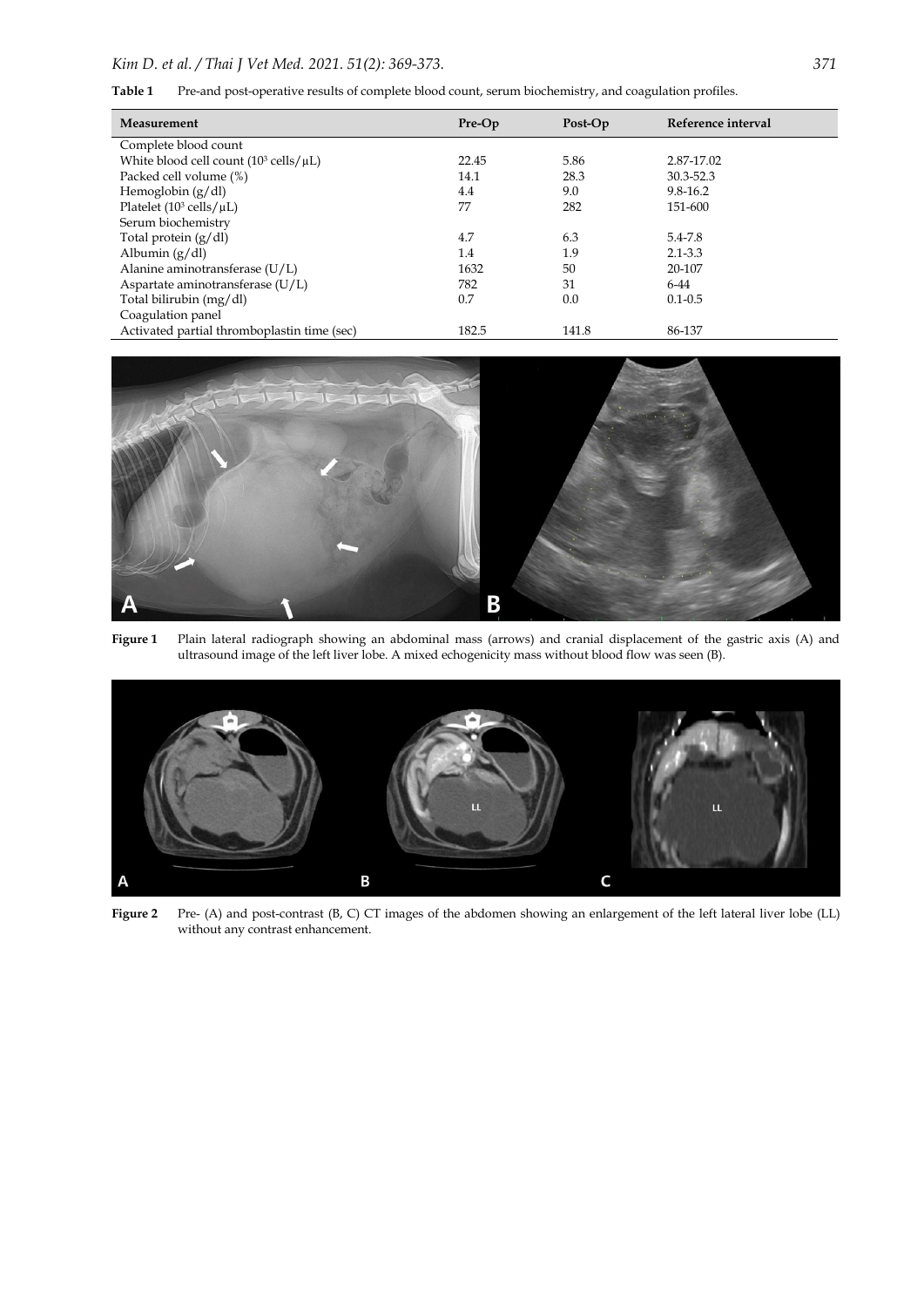**Table 1** Pre-and post-operative results of complete blood count, serum biochemistry, and coagulation profiles.

| Measurement | Pre-Op | Post-Op | Reference interval |
|---|---|---|---|
| Complete blood count | | | |
| White blood cell count ($10^3$ cells/μL) | 22.45 | 5.86 | 2.87-17.02 |
| Packed cell volume (%) | 14.1 | 28.3 | 30.3-52.3 |
| Hemoglobin (g/dl) | 4.4 | 9.0 | 9.8-16.2 |
| Platelet ($10^3$ cells/μL) | 77 | 282 | 151-600 |
| Serum biochemistry | | | |
| Total protein (g/dl) | 4.7 | 6.3 | 5.4-7.8 |
| Albumin (g/dl) | 1.4 | 1.9 | 2.1-3.3 |
| Alanine aminotransferase (U/L) | 1632 | 50 | 20-107 |
| Aspartate aminotransferase (U/L) | 782 | 31 | 6-44 |
| Total bilirubin (mg/dl) | 0.7 | 0.0 | 0.1-0.5 |
| Coagulation panel | | | |
| Activated partial thromboplastin time (sec) | 182.5 | 141.8 | 86-137 |

**Figure 1** Plain lateral radiograph showing an abdominal mass (arrows) and cranial displacement of the gastric axis (A) and ultrasound image of the left liver lobe. A mixed echogenicity mass without blood flow was seen (B).

**Figure 2** Pre- (A) and post-contrast (B, C) CT images of the abdomen showing an enlargement of the left lateral liver lobe (LL) without any contrast enhancement.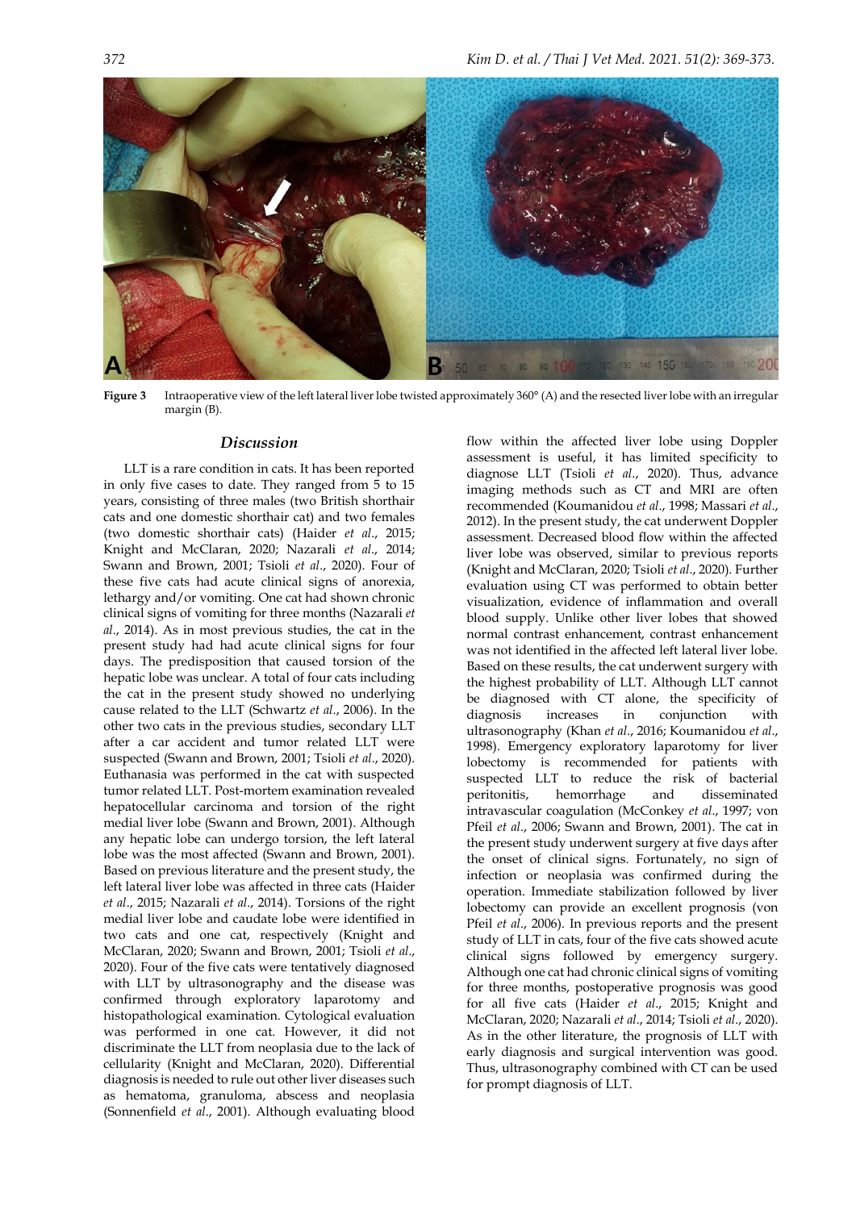**Figure 3** Intraoperative view of the left lateral liver lobe twisted approximately 360° (A) and the resected liver lobe with an irregular margin (B).

## *Discussion*

LLT is a rare condition in cats. It has been reported in only five cases to date. They ranged from 5 to 15 years, consisting of three males (two British shorthair cats and one domestic shorthair cat) and two females (two domestic shorthair cats) (Haider *et al*., 2015; Knight and McClaran, 2020; Nazarali *et al*., 2014; Swann and Brown, 2001; Tsioli *et al*., 2020). Four of these five cats had acute clinical signs of anorexia, lethargy and/or vomiting. One cat had shown chronic clinical signs of vomiting for three months (Nazarali *et al*., 2014). As in most previous studies, the cat in the present study had had acute clinical signs for four days. The predisposition that caused torsion of the hepatic lobe was unclear. A total of four cats including the cat in the present study showed no underlying cause related to the LLT (Schwartz *et al*., 2006). In the other two cats in the previous studies, secondary LLT after a car accident and tumor related LLT were suspected (Swann and Brown, 2001; Tsioli *et al*., 2020). Euthanasia was performed in the cat with suspected tumor related LLT. Post-mortem examination revealed hepatocellular carcinoma and torsion of the right medial liver lobe (Swann and Brown, 2001). Although any hepatic lobe can undergo torsion, the left lateral lobe was the most affected (Swann and Brown, 2001). Based on previous literature and the present study, the left lateral liver lobe was affected in three cats (Haider *et al*., 2015; Nazarali *et al*., 2014). Torsions of the right medial liver lobe and caudate lobe were identified in two cats and one cat, respectively (Knight and McClaran, 2020; Swann and Brown, 2001; Tsioli *et al*., 2020). Four of the five cats were tentatively diagnosed with LLT by ultrasonography and the disease was confirmed through exploratory laparotomy and histopathological examination. Cytological evaluation was performed in one cat. However, it did not discriminate the LLT from neoplasia due to the lack of cellularity (Knight and McClaran, 2020). Differential diagnosis is needed to rule out other liver diseases such as hematoma, granuloma, abscess and neoplasia (Sonnenfield *et al*., 2001). Although evaluating blood flow within the affected liver lobe using Doppler assessment is useful, it has limited specificity to diagnose LLT (Tsioli *et al*., 2020). Thus, advance imaging methods such as CT and MRI are often recommended (Koumanidou *et al*., 1998; Massari *et al*., 2012). In the present study, the cat underwent Doppler assessment. Decreased blood flow within the affected liver lobe was observed, similar to previous reports (Knight and McClaran, 2020; Tsioli *et al*., 2020). Further evaluation using CT was performed to obtain better visualization, evidence of inflammation and overall blood supply. Unlike other liver lobes that showed normal contrast enhancement, contrast enhancement was not identified in the affected left lateral liver lobe. Based on these results, the cat underwent surgery with the highest probability of LLT. Although LLT cannot be diagnosed with CT alone, the specificity of diagnosis increases in conjunction with ultrasonography (Khan *et al*., 2016; Koumanidou *et al*., 1998). Emergency exploratory laparotomy for liver lobectomy is recommended for patients with suspected LLT to reduce the risk of bacterial peritonitis, hemorrhage and disseminated intravascular coagulation (McConkey *et al*., 1997; von Pfeil *et al*., 2006; Swann and Brown, 2001). The cat in the present study underwent surgery at five days after the onset of clinical signs. Fortunately, no sign of infection or neoplasia was confirmed during the operation. Immediate stabilization followed by liver lobectomy can provide an excellent prognosis (von Pfeil *et al*., 2006). In previous reports and the present study of LLT in cats, four of the five cats showed acute clinical signs followed by emergency surgery. Although one cat had chronic clinical signs of vomiting for three months, postoperative prognosis was good for all five cats (Haider *et al*., 2015; Knight and McClaran, 2020; Nazarali *et al*., 2014; Tsioli *et al*., 2020). As in the other literature, the prognosis of LLT with early diagnosis and surgical intervention was good. Thus, ultrasonography combined with CT can be used for prompt diagnosis of LLT.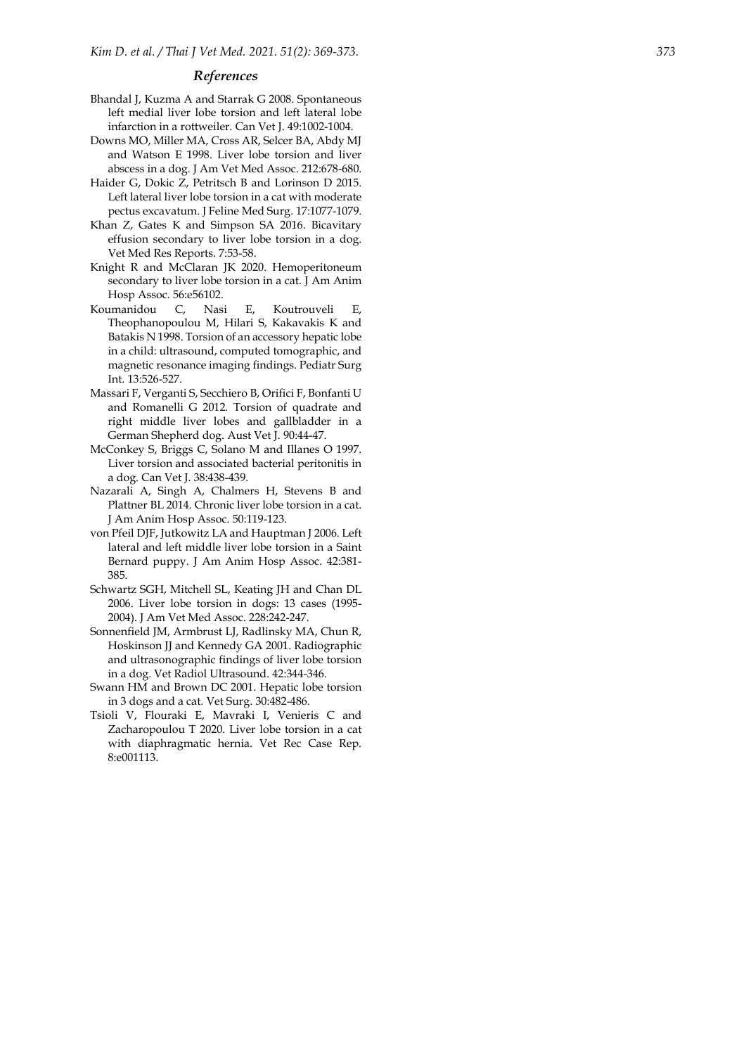## References

Bhandal J, Kuzma A and Starrak G 2008. Spontaneous left medial liver lobe torsion and left lateral lobe infarction in a rottweiler. Can Vet J. 49:1002-1004.

Downs MO, Miller MA, Cross AR, Selcer BA, Abdy MJ and Watson E 1998. Liver lobe torsion and liver abscess in a dog. J Am Vet Med Assoc. 212:678-680.

Haider G, Dokic Z, Petritsch B and Lorinson D 2015. Left lateral liver lobe torsion in a cat with moderate pectus excavatum. J Feline Med Surg. 17:1077-1079.

Khan Z, Gates K and Simpson SA 2016. Bicavitary effusion secondary to liver lobe torsion in a dog. Vet Med Res Reports. 7:53-58.

Knight R and McClaran JK 2020. Hemoperitoneum secondary to liver lobe torsion in a cat. J Am Anim Hosp Assoc. 56:e56102.

Koumanidou C, Nasi E, Koutrouveli E, Theophanopoulou M, Hilari S, Kakavakis K and Batakis N 1998. Torsion of an accessory hepatic lobe in a child: ultrasound, computed tomographic, and magnetic resonance imaging findings. Pediatr Surg Int. 13:526-527.

Massari F, Verganti S, Secchiero B, Orifici F, Bonfanti U and Romanelli G 2012. Torsion of quadrate and right middle liver lobes and gallbladder in a German Shepherd dog. Aust Vet J. 90:44-47.

McConkey S, Briggs C, Solano M and Illanes O 1997. Liver torsion and associated bacterial peritonitis in a dog. Can Vet J. 38:438-439.

Nazarali A, Singh A, Chalmers H, Stevens B and Plattner BL 2014. Chronic liver lobe torsion in a cat. J Am Anim Hosp Assoc. 50:119-123.

von Pfeil DJF, Jutkowitz LA and Hauptman J 2006. Left lateral and left middle liver lobe torsion in a Saint Bernard puppy. J Am Anim Hosp Assoc. 42:381-385.

Schwartz SGH, Mitchell SL, Keating JH and Chan DL 2006. Liver lobe torsion in dogs: 13 cases (1995-2004). J Am Vet Med Assoc. 228:242-247.

Sonnenfield JM, Armbrust LJ, Radlinsky MA, Chun R, Hoskinson JJ and Kennedy GA 2001. Radiographic and ultrasonographic findings of liver lobe torsion in a dog. Vet Radiol Ultrasound. 42:344-346.

Swann HM and Brown DC 2001. Hepatic lobe torsion in 3 dogs and a cat. Vet Surg. 30:482-486.

Tsioli V, Flouraki E, Mavraki I, Venieris C and Zacharopoulou T 2020. Liver lobe torsion in a cat with diaphragmatic hernia. Vet Rec Case Rep. 8:e001113.